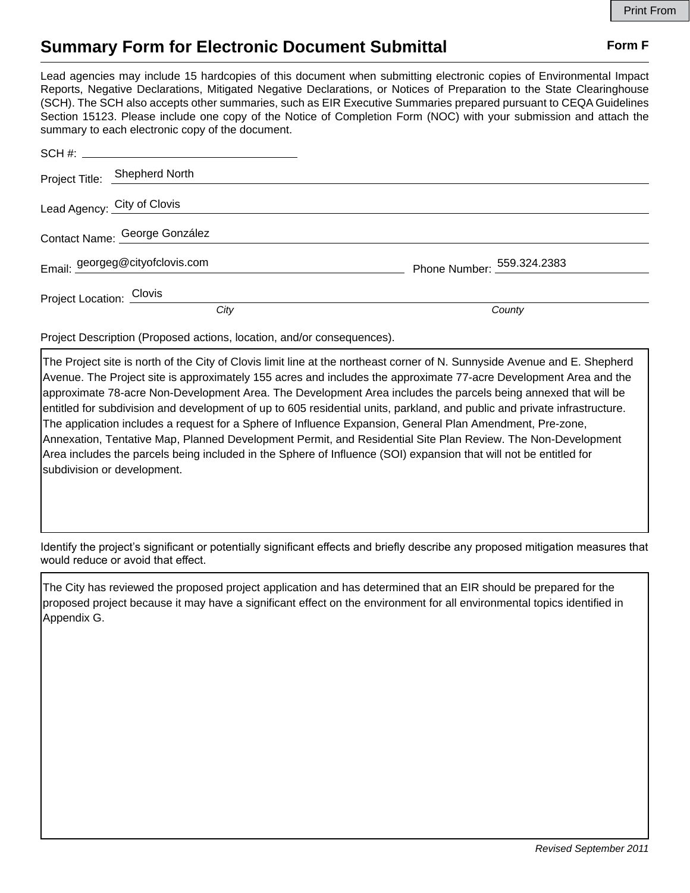# Summary Form for Electronic Document Submittal

**Form F**

Lead agencies may include 15 hardcopies of this document when submitting electronic copies of Environmental Impact Reports, Negative Declarations, Mitigated Negative Declarations, or Notices of Preparation to the State Clearinghouse (SCH). The SCH also accepts other summaries, such as EIR Executive Summaries prepared pursuant to CEQA Guidelines Section 15123. Please include one copy of the Notice of Completion Form (NOC) with your submission and attach the summary to each electronic copy of the document.

SCH #: 

Project Title: Shepherd North

Lead Agency: City of Clovis

Contact Name: George González

Email: georgeg@cityofclovis.com  Phone Number: 559.324.2383

Project Location: Clovis
*City*  *County*

Project Description (Proposed actions, location, and/or consequences).

The Project site is north of the City of Clovis limit line at the northeast corner of N. Sunnyside Avenue and E. Shepherd Avenue. The Project site is approximately 155 acres and includes the approximate 77-acre Development Area and the approximate 78-acre Non-Development Area. The Development Area includes the parcels being annexed that will be entitled for subdivision and development of up to 605 residential units, parkland, and public and private infrastructure. The application includes a request for a Sphere of Influence Expansion, General Plan Amendment, Pre-zone, Annexation, Tentative Map, Planned Development Permit, and Residential Site Plan Review. The Non-Development Area includes the parcels being included in the Sphere of Influence (SOI) expansion that will not be entitled for subdivision or development.

Identify the project's significant or potentially significant effects and briefly describe any proposed mitigation measures that would reduce or avoid that effect.

The City has reviewed the proposed project application and has determined that an EIR should be prepared for the proposed project because it may have a significant effect on the environment for all environmental topics identified in Appendix G.

*Revised September 2011*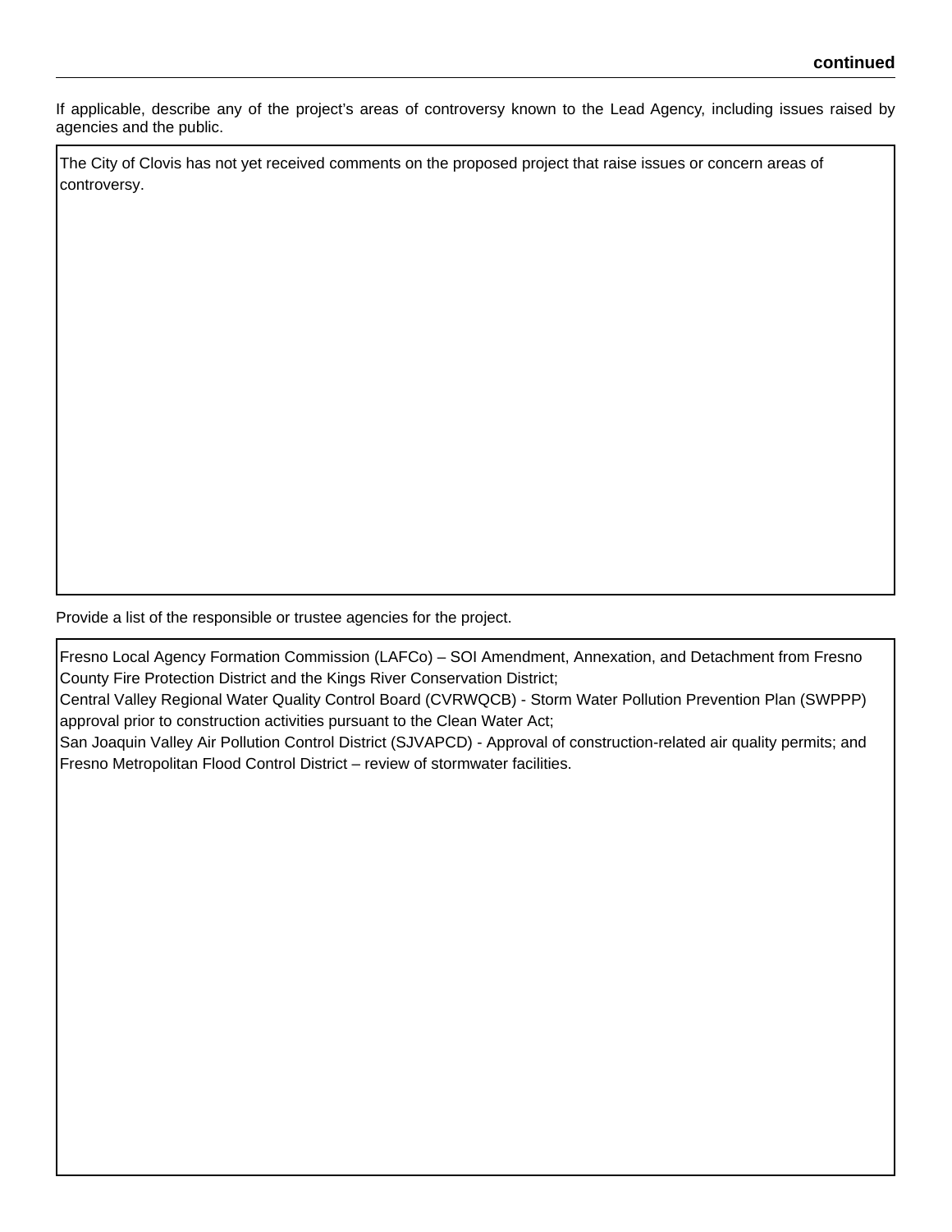**continued**

If applicable, describe any of the project's areas of controversy known to the Lead Agency, including issues raised by agencies and the public.

The City of Clovis has not yet received comments on the proposed project that raise issues or concern areas of controversy.

Provide a list of the responsible or trustee agencies for the project.

Fresno Local Agency Formation Commission (LAFCo) – SOI Amendment, Annexation, and Detachment from Fresno County Fire Protection District and the Kings River Conservation District;
Central Valley Regional Water Quality Control Board (CVRWQCB) - Storm Water Pollution Prevention Plan (SWPPP) approval prior to construction activities pursuant to the Clean Water Act;
San Joaquin Valley Air Pollution Control District (SJVAPCD) - Approval of construction-related air quality permits; and
Fresno Metropolitan Flood Control District – review of stormwater facilities.